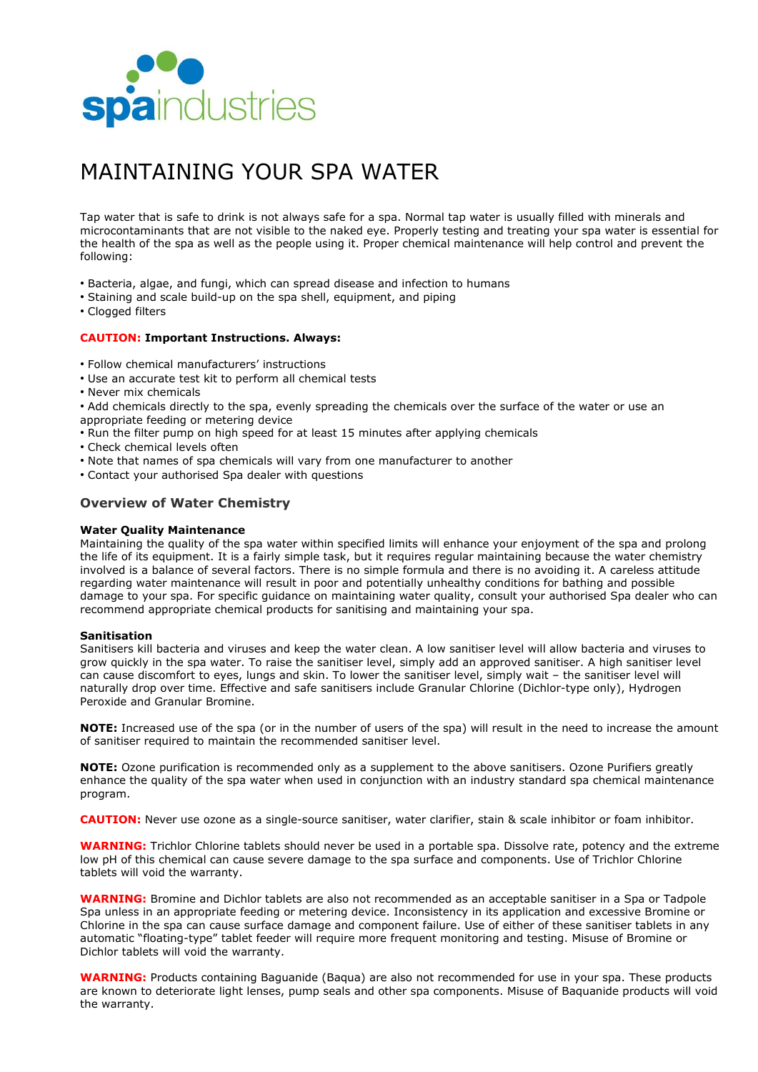spaindustries

# MAINTAINING YOUR SPA WATER

Tap water that is safe to drink is not always safe for a spa. Normal tap water is usually filled with minerals and microcontaminants that are not visible to the naked eye. Properly testing and treating your spa water is essential for the health of the spa as well as the people using it. Proper chemical maintenance will help control and prevent the following:

- Bacteria, algae, and fungi, which can spread disease and infection to humans
- Staining and scale build-up on the spa shell, equipment, and piping
- Clogged filters

**CAUTION: Important Instructions. Always:**

- Follow chemical manufacturers' instructions
- Use an accurate test kit to perform all chemical tests
- Never mix chemicals
- Add chemicals directly to the spa, evenly spreading the chemicals over the surface of the water or use an appropriate feeding or metering device
- Run the filter pump on high speed for at least 15 minutes after applying chemicals
- Check chemical levels often
- Note that names of spa chemicals will vary from one manufacturer to another
- Contact your authorised Spa dealer with questions

## Overview of Water Chemistry

**Water Quality Maintenance**
Maintaining the quality of the spa water within specified limits will enhance your enjoyment of the spa and prolong the life of its equipment. It is a fairly simple task, but it requires regular maintaining because the water chemistry involved is a balance of several factors. There is no simple formula and there is no avoiding it. A careless attitude regarding water maintenance will result in poor and potentially unhealthy conditions for bathing and possible damage to your spa. For specific guidance on maintaining water quality, consult your authorised Spa dealer who can recommend appropriate chemical products for sanitising and maintaining your spa.

**Sanitisation**
Sanitisers kill bacteria and viruses and keep the water clean. A low sanitiser level will allow bacteria and viruses to grow quickly in the spa water. To raise the sanitiser level, simply add an approved sanitiser. A high sanitiser level can cause discomfort to eyes, lungs and skin. To lower the sanitiser level, simply wait – the sanitiser level will naturally drop over time. Effective and safe sanitisers include Granular Chlorine (Dichlor-type only), Hydrogen Peroxide and Granular Bromine.

**NOTE:** Increased use of the spa (or in the number of users of the spa) will result in the need to increase the amount of sanitiser required to maintain the recommended sanitiser level.

**NOTE:** Ozone purification is recommended only as a supplement to the above sanitisers. Ozone Purifiers greatly enhance the quality of the spa water when used in conjunction with an industry standard spa chemical maintenance program.

**CAUTION:** Never use ozone as a single-source sanitiser, water clarifier, stain & scale inhibitor or foam inhibitor.

**WARNING:** Trichlor Chlorine tablets should never be used in a portable spa. Dissolve rate, potency and the extreme low pH of this chemical can cause severe damage to the spa surface and components. Use of Trichlor Chlorine tablets will void the warranty.

**WARNING:** Bromine and Dichlor tablets are also not recommended as an acceptable sanitiser in a Spa or Tadpole Spa unless in an appropriate feeding or metering device. Inconsistency in its application and excessive Bromine or Chlorine in the spa can cause surface damage and component failure. Use of either of these sanitiser tablets in any automatic "floating-type" tablet feeder will require more frequent monitoring and testing. Misuse of Bromine or Dichlor tablets will void the warranty.

**WARNING:** Products containing Baguanide (Baqua) are also not recommended for use in your spa. These products are known to deteriorate light lenses, pump seals and other spa components. Misuse of Baquanide products will void the warranty.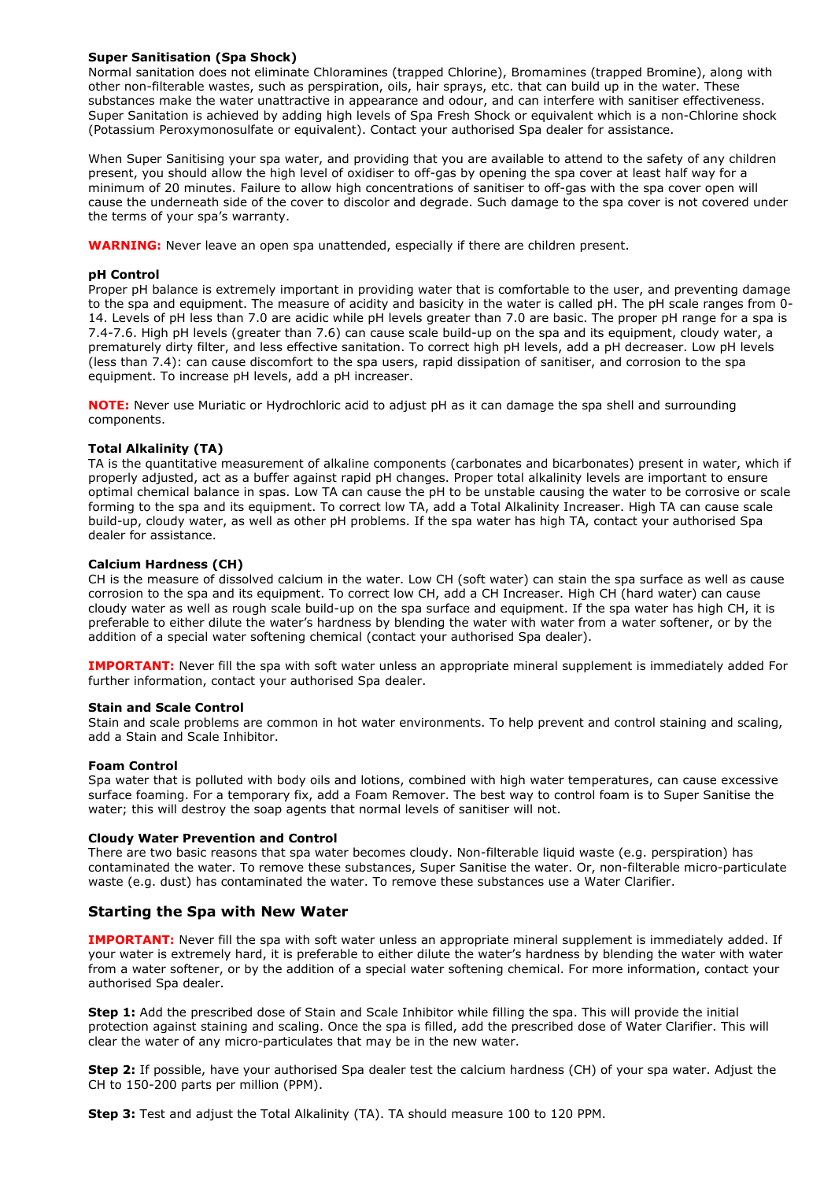**Super Sanitisation (Spa Shock)**

Normal sanitation does not eliminate Chloramines (trapped Chlorine), Bromamines (trapped Bromine), along with other non-filterable wastes, such as perspiration, oils, hair sprays, etc. that can build up in the water. These substances make the water unattractive in appearance and odour, and can interfere with sanitiser effectiveness. Super Sanitation is achieved by adding high levels of Spa Fresh Shock or equivalent which is a non-Chlorine shock (Potassium Peroxymonosulfate or equivalent). Contact your authorised Spa dealer for assistance.

When Super Sanitising your spa water, and providing that you are available to attend to the safety of any children present, you should allow the high level of oxidiser to off-gas by opening the spa cover at least half way for a minimum of 20 minutes. Failure to allow high concentrations of sanitiser to off-gas with the spa cover open will cause the underneath side of the cover to discolor and degrade. Such damage to the spa cover is not covered under the terms of your spa's warranty.

**WARNING:** Never leave an open spa unattended, especially if there are children present.

**pH Control**

Proper pH balance is extremely important in providing water that is comfortable to the user, and preventing damage to the spa and equipment. The measure of acidity and basicity in the water is called pH. The pH scale ranges from 0-14. Levels of pH less than 7.0 are acidic while pH levels greater than 7.0 are basic. The proper pH range for a spa is 7.4-7.6. High pH levels (greater than 7.6) can cause scale build-up on the spa and its equipment, cloudy water, a prematurely dirty filter, and less effective sanitation. To correct high pH levels, add a pH decreaser. Low pH levels (less than 7.4): can cause discomfort to the spa users, rapid dissipation of sanitiser, and corrosion to the spa equipment. To increase pH levels, add a pH increaser.

**NOTE:** Never use Muriatic or Hydrochloric acid to adjust pH as it can damage the spa shell and surrounding components.

**Total Alkalinity (TA)**

TA is the quantitative measurement of alkaline components (carbonates and bicarbonates) present in water, which if properly adjusted, act as a buffer against rapid pH changes. Proper total alkalinity levels are important to ensure optimal chemical balance in spas. Low TA can cause the pH to be unstable causing the water to be corrosive or scale forming to the spa and its equipment. To correct low TA, add a Total Alkalinity Increaser. High TA can cause scale build-up, cloudy water, as well as other pH problems. If the spa water has high TA, contact your authorised Spa dealer for assistance.

**Calcium Hardness (CH)**

CH is the measure of dissolved calcium in the water. Low CH (soft water) can stain the spa surface as well as cause corrosion to the spa and its equipment. To correct low CH, add a CH Increaser. High CH (hard water) can cause cloudy water as well as rough scale build-up on the spa surface and equipment. If the spa water has high CH, it is preferable to either dilute the water's hardness by blending the water with water from a water softener, or by the addition of a special water softening chemical (contact your authorised Spa dealer).

**IMPORTANT:** Never fill the spa with soft water unless an appropriate mineral supplement is immediately added For further information, contact your authorised Spa dealer.

**Stain and Scale Control**

Stain and scale problems are common in hot water environments. To help prevent and control staining and scaling, add a Stain and Scale Inhibitor.

**Foam Control**

Spa water that is polluted with body oils and lotions, combined with high water temperatures, can cause excessive surface foaming. For a temporary fix, add a Foam Remover. The best way to control foam is to Super Sanitise the water; this will destroy the soap agents that normal levels of sanitiser will not.

**Cloudy Water Prevention and Control**

There are two basic reasons that spa water becomes cloudy. Non-filterable liquid waste (e.g. perspiration) has contaminated the water. To remove these substances, Super Sanitise the water. Or, non-filterable micro-particulate waste (e.g. dust) has contaminated the water. To remove these substances use a Water Clarifier.

## Starting the Spa with New Water

**IMPORTANT:** Never fill the spa with soft water unless an appropriate mineral supplement is immediately added. If your water is extremely hard, it is preferable to either dilute the water's hardness by blending the water with water from a water softener, or by the addition of a special water softening chemical. For more information, contact your authorised Spa dealer.

**Step 1:** Add the prescribed dose of Stain and Scale Inhibitor while filling the spa. This will provide the initial protection against staining and scaling. Once the spa is filled, add the prescribed dose of Water Clarifier. This will clear the water of any micro-particulates that may be in the new water.

**Step 2:** If possible, have your authorised Spa dealer test the calcium hardness (CH) of your spa water. Adjust the CH to 150-200 parts per million (PPM).

**Step 3:** Test and adjust the Total Alkalinity (TA). TA should measure 100 to 120 PPM.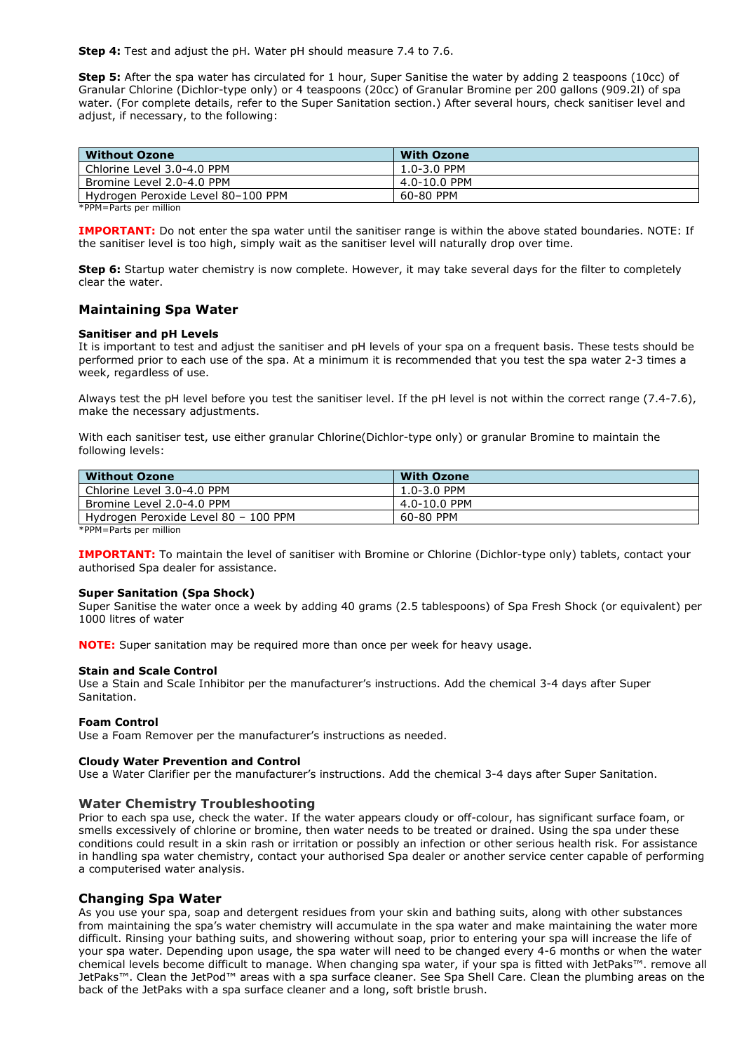**Step 4:** Test and adjust the pH. Water pH should measure 7.4 to 7.6.

**Step 5:** After the spa water has circulated for 1 hour, Super Sanitise the water by adding 2 teaspoons (10cc) of Granular Chlorine (Dichlor-type only) or 4 teaspoons (20cc) of Granular Bromine per 200 gallons (909.2l) of spa water. (For complete details, refer to the Super Sanitation section.) After several hours, check sanitiser level and adjust, if necessary, to the following:

| Without Ozone | With Ozone |
|---|---|
| Chlorine Level 3.0-4.0 PPM | 1.0-3.0 PPM |
| Bromine Level 2.0-4.0 PPM | 4.0-10.0 PPM |
| Hydrogen Peroxide Level 80–100 PPM | 60-80 PPM |

*PPM=Parts per million

**IMPORTANT:** Do not enter the spa water until the sanitiser range is within the above stated boundaries. NOTE: If the sanitiser level is too high, simply wait as the sanitiser level will naturally drop over time.

**Step 6:** Startup water chemistry is now complete. However, it may take several days for the filter to completely clear the water.

## Maintaining Spa Water

### Sanitiser and pH Levels

It is important to test and adjust the sanitiser and pH levels of your spa on a frequent basis. These tests should be performed prior to each use of the spa. At a minimum it is recommended that you test the spa water 2-3 times a week, regardless of use.

Always test the pH level before you test the sanitiser level. If the pH level is not within the correct range (7.4-7.6), make the necessary adjustments.

With each sanitiser test, use either granular Chlorine(Dichlor-type only) or granular Bromine to maintain the following levels:

| Without Ozone | With Ozone |
|---|---|
| Chlorine Level 3.0-4.0 PPM | 1.0-3.0 PPM |
| Bromine Level 2.0-4.0 PPM | 4.0-10.0 PPM |
| Hydrogen Peroxide Level 80 – 100 PPM | 60-80 PPM |

*PPM=Parts per million

**IMPORTANT:** To maintain the level of sanitiser with Bromine or Chlorine (Dichlor-type only) tablets, contact your authorised Spa dealer for assistance.

### Super Sanitation (Spa Shock)

Super Sanitise the water once a week by adding 40 grams (2.5 tablespoons) of Spa Fresh Shock (or equivalent) per 1000 litres of water

**NOTE:** Super sanitation may be required more than once per week for heavy usage.

### Stain and Scale Control

Use a Stain and Scale Inhibitor per the manufacturer's instructions. Add the chemical 3-4 days after Super Sanitation.

### Foam Control

Use a Foam Remover per the manufacturer's instructions as needed.

### Cloudy Water Prevention and Control

Use a Water Clarifier per the manufacturer's instructions. Add the chemical 3-4 days after Super Sanitation.

## Water Chemistry Troubleshooting

Prior to each spa use, check the water. If the water appears cloudy or off-colour, has significant surface foam, or smells excessively of chlorine or bromine, then water needs to be treated or drained. Using the spa under these conditions could result in a skin rash or irritation or possibly an infection or other serious health risk. For assistance in handling spa water chemistry, contact your authorised Spa dealer or another service center capable of performing a computerised water analysis.

## Changing Spa Water

As you use your spa, soap and detergent residues from your skin and bathing suits, along with other substances from maintaining the spa's water chemistry will accumulate in the spa water and make maintaining the water more difficult. Rinsing your bathing suits, and showering without soap, prior to entering your spa will increase the life of your spa water. Depending upon usage, the spa water will need to be changed every 4-6 months or when the water chemical levels become difficult to manage. When changing spa water, if your spa is fitted with JetPaks™. remove all JetPaks™. Clean the JetPod™ areas with a spa surface cleaner. See Spa Shell Care. Clean the plumbing areas on the back of the JetPaks with a spa surface cleaner and a long, soft bristle brush.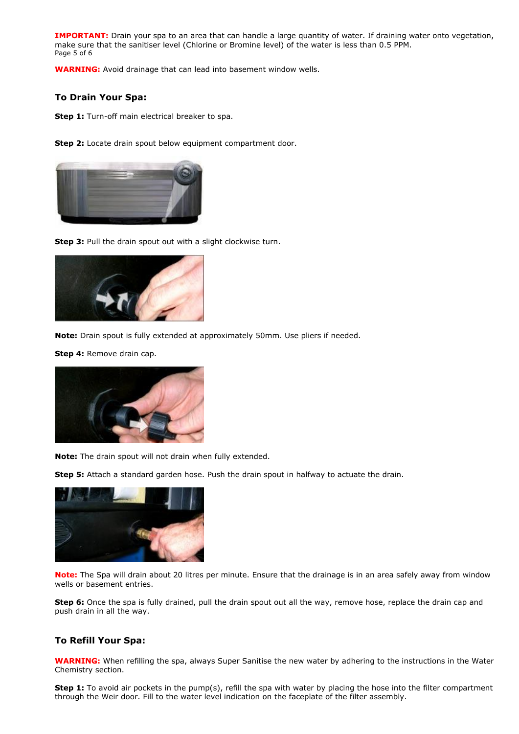**IMPORTANT:** Drain your spa to an area that can handle a large quantity of water. If draining water onto vegetation, make sure that the sanitiser level (Chlorine or Bromine level) of the water is less than 0.5 PPM.

**WARNING:** Avoid drainage that can lead into basement window wells.

### To Drain Your Spa:

**Step 1:** Turn-off main electrical breaker to spa.

**Step 2:** Locate drain spout below equipment compartment door.

**Step 3:** Pull the drain spout out with a slight clockwise turn.

**Note:** Drain spout is fully extended at approximately 50mm. Use pliers if needed.

**Step 4:** Remove drain cap.

**Note:** The drain spout will not drain when fully extended.

**Step 5:** Attach a standard garden hose. Push the drain spout in halfway to actuate the drain.

**Note:** The Spa will drain about 20 litres per minute. Ensure that the drainage is in an area safely away from window wells or basement entries.

**Step 6:** Once the spa is fully drained, pull the drain spout out all the way, remove hose, replace the drain cap and push drain in all the way.

### To Refill Your Spa:

**WARNING:** When refilling the spa, always Super Sanitise the new water by adhering to the instructions in the Water Chemistry section.

**Step 1:** To avoid air pockets in the pump(s), refill the spa with water by placing the hose into the filter compartment through the Weir door. Fill to the water level indication on the faceplate of the filter assembly.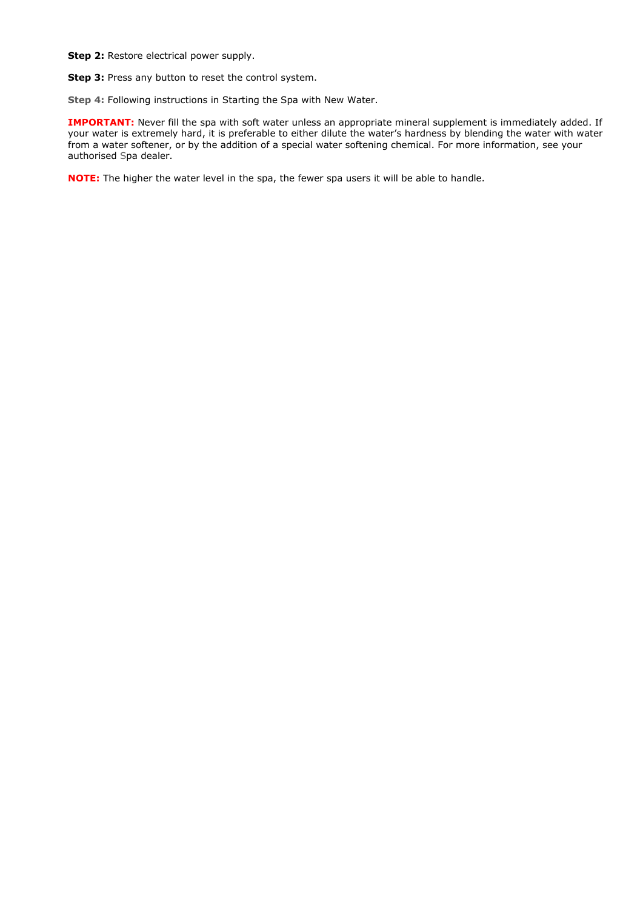**Step 2:** Restore electrical power supply.

**Step 3:** Press any button to reset the control system.

**Step 4:** Following instructions in Starting the Spa with New Water.

**IMPORTANT:** Never fill the spa with soft water unless an appropriate mineral supplement is immediately added. If your water is extremely hard, it is preferable to either dilute the water's hardness by blending the water with water from a water softener, or by the addition of a special water softening chemical. For more information, see your authorised Spa dealer.

**NOTE:** The higher the water level in the spa, the fewer spa users it will be able to handle.